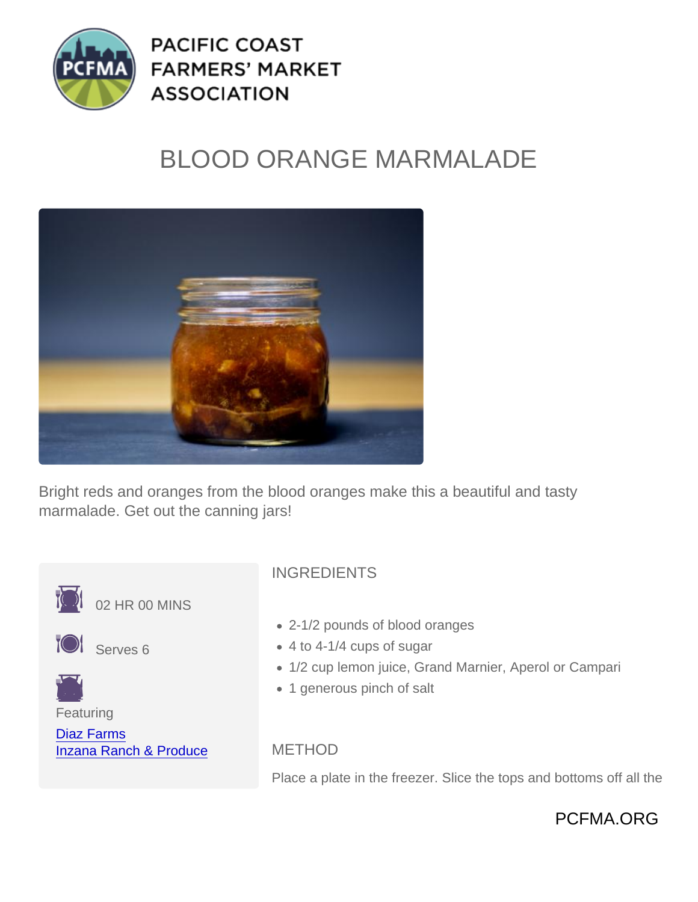PACIFIC COAST FARMERS' MARKET ASSOCIATION

# BLOOD ORANGE MARMALADE

Bright reds and oranges from the blood oranges make this a beautiful and tasty marmalade. Get out the canning jars!

02 HR 00 MINS

Serves 6

Featuring

Diaz Farms
Inzana Ranch & Produce

## INGREDIENTS

- 2-1/2 pounds of blood oranges
- 4 to 4-1/4 cups of sugar
- 1/2 cup lemon juice, Grand Marnier, Aperol or Campari
- 1 generous pinch of salt

## METHOD

Place a plate in the freezer. Slice the tops and bottoms off all the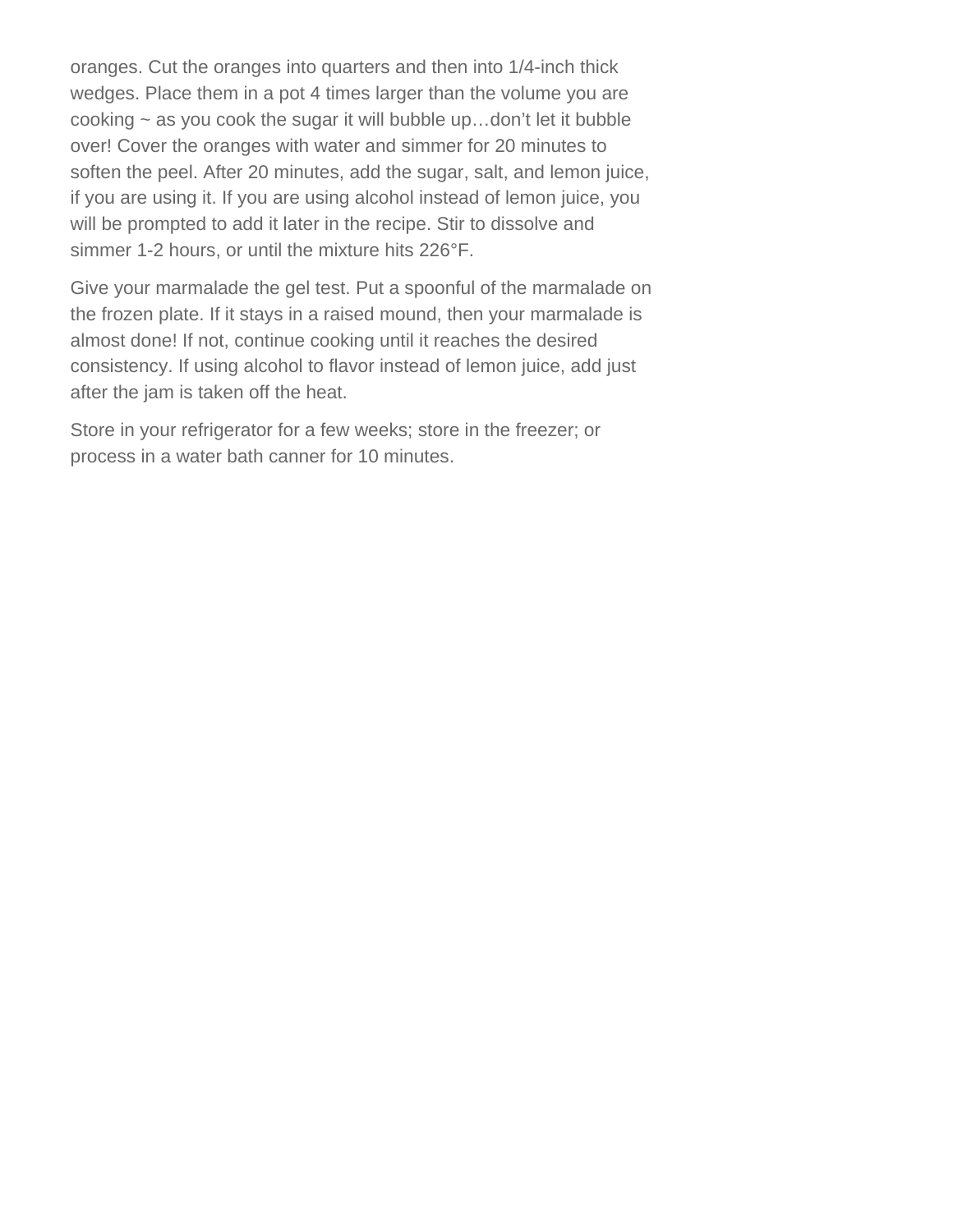oranges. Cut the oranges into quarters and then into 1/4-inch thick wedges. Place them in a pot 4 times larger than the volume you are cooking ~ as you cook the sugar it will bubble up…don't let it bubble over! Cover the oranges with water and simmer for 20 minutes to soften the peel. After 20 minutes, add the sugar, salt, and lemon juice, if you are using it. If you are using alcohol instead of lemon juice, you will be prompted to add it later in the recipe. Stir to dissolve and simmer 1-2 hours, or until the mixture hits 226°F.

Give your marmalade the gel test. Put a spoonful of the marmalade on the frozen plate. If it stays in a raised mound, then your marmalade is almost done! If not, continue cooking until it reaches the desired consistency. If using alcohol to flavor instead of lemon juice, add just after the jam is taken off the heat.

Store in your refrigerator for a few weeks; store in the freezer; or process in a water bath canner for 10 minutes.